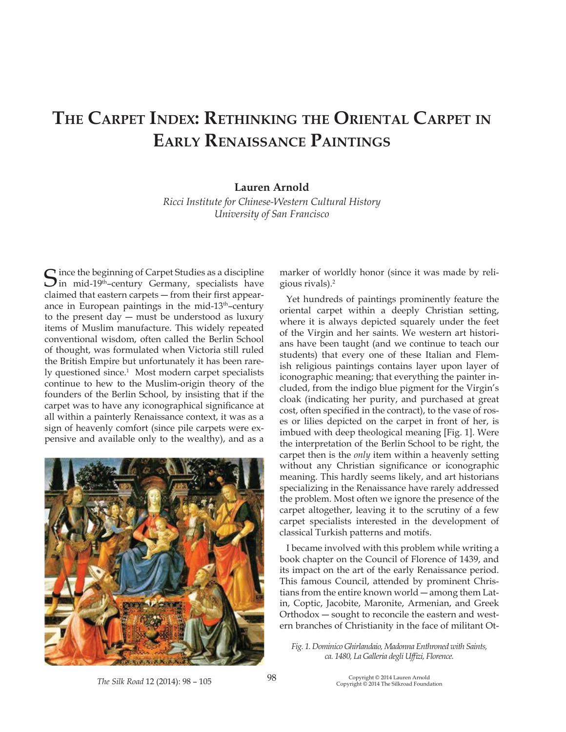# The Carpet Index: Rethinking the Oriental Carpet in Early Renaissance Paintings

**Lauren Arnold**

*Ricci Institute for Chinese-Western Cultural History*
*University of San Francisco*

Since the beginning of Carpet Studies as a discipline in mid-19th–century Germany, specialists have claimed that eastern carpets — from their first appearance in European paintings in the mid-13th–century to the present day — must be understood as luxury items of Muslim manufacture. This widely repeated conventional wisdom, often called the Berlin School of thought, was formulated when Victoria still ruled the British Empire but unfortunately it has been rarely questioned since.[1] Most modern carpet specialists continue to hew to the Muslim-origin theory of the founders of the Berlin School, by insisting that if the carpet was to have any iconographical significance at all within a painterly Renaissance context, it was as a sign of heavenly comfort (since pile carpets were expensive and available only to the wealthy), and as a marker of worldly honor (since it was made by religious rivals).[2]

Yet hundreds of paintings prominently feature the oriental carpet within a deeply Christian setting, where it is always depicted squarely under the feet of the Virgin and her saints. We western art historians have been taught (and we continue to teach our students) that every one of these Italian and Flemish religious paintings contains layer upon layer of iconographic meaning; that everything the painter included, from the indigo blue pigment for the Virgin's cloak (indicating her purity, and purchased at great cost, often specified in the contract), to the vase of roses or lilies depicted on the carpet in front of her, is imbued with deep theological meaning [Fig. 1]. Were the interpretation of the Berlin School to be right, the carpet then is the *only* item within a heavenly setting without any Christian significance or iconographic meaning. This hardly seems likely, and art historians specializing in the Renaissance have rarely addressed the problem. Most often we ignore the presence of the carpet altogether, leaving it to the scrutiny of a few carpet specialists interested in the development of classical Turkish patterns and motifs.

I became involved with this problem while writing a book chapter on the Council of Florence of 1439, and its impact on the art of the early Renaissance period. This famous Council, attended by prominent Christians from the entire known world — among them Latin, Coptic, Jacobite, Maronite, Armenian, and Greek Orthodox — sought to reconcile the eastern and western branches of Christianity in the face of militant Ot-

*Fig. 1. Dominico Ghirlandaio, Madonna Enthroned with Saints, ca. 1480, La Galleria degli Uffizi, Florence.*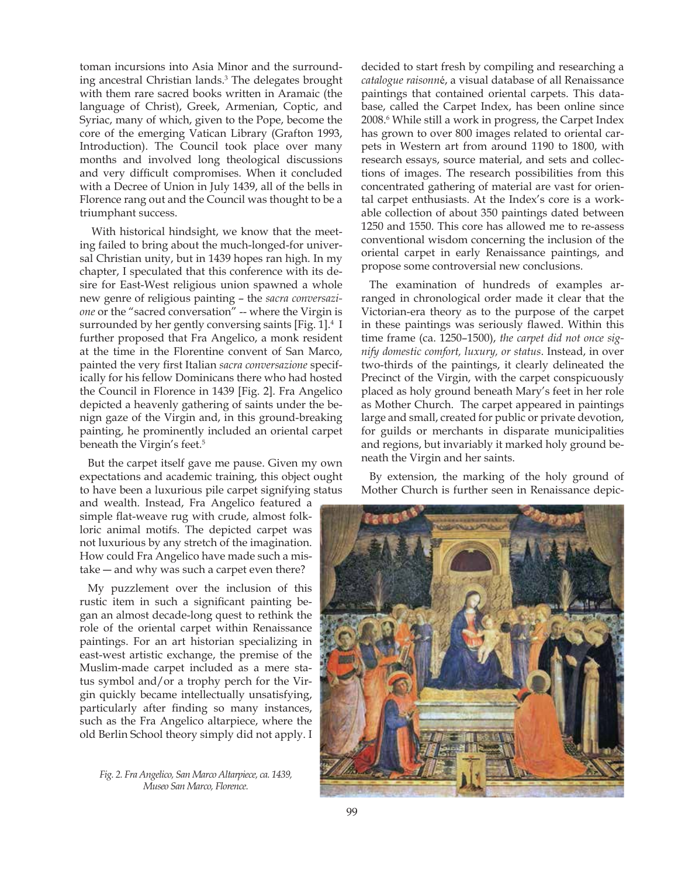toman incursions into Asia Minor and the surrounding ancestral Christian lands.[3] The delegates brought with them rare sacred books written in Aramaic (the language of Christ), Greek, Armenian, Coptic, and Syriac, many of which, given to the Pope, become the core of the emerging Vatican Library (Grafton 1993, Introduction). The Council took place over many months and involved long theological discussions and very difficult compromises. When it concluded with a Decree of Union in July 1439, all of the bells in Florence rang out and the Council was thought to be a triumphant success.

With historical hindsight, we know that the meeting failed to bring about the much-longed-for universal Christian unity, but in 1439 hopes ran high. In my chapter, I speculated that this conference with its desire for East-West religious union spawned a whole new genre of religious painting – the *sacra conversazione* or the "sacred conversation" -- where the Virgin is surrounded by her gently conversing saints [Fig. 1].[4] I further proposed that Fra Angelico, a monk resident at the time in the Florentine convent of San Marco, painted the very first Italian *sacra conversazione* specifically for his fellow Dominicans there who had hosted the Council in Florence in 1439 [Fig. 2]. Fra Angelico depicted a heavenly gathering of saints under the benign gaze of the Virgin and, in this ground-breaking painting, he prominently included an oriental carpet beneath the Virgin's feet.[5]

But the carpet itself gave me pause. Given my own expectations and academic training, this object ought to have been a luxurious pile carpet signifying status and wealth. Instead, Fra Angelico featured a simple flat-weave rug with crude, almost folkloric animal motifs. The depicted carpet was not luxurious by any stretch of the imagination. How could Fra Angelico have made such a mistake — and why was such a carpet even there?

My puzzlement over the inclusion of this rustic item in such a significant painting began an almost decade-long quest to rethink the role of the oriental carpet within Renaissance paintings. For an art historian specializing in east-west artistic exchange, the premise of the Muslim-made carpet included as a mere status symbol and/or a trophy perch for the Virgin quickly became intellectually unsatisfying, particularly after finding so many instances, such as the Fra Angelico altarpiece, where the old Berlin School theory simply did not apply. I decided to start fresh by compiling and researching a *catalogue raisonné*, a visual database of all Renaissance paintings that contained oriental carpets. This database, called the Carpet Index, has been online since 2008.[6] While still a work in progress, the Carpet Index has grown to over 800 images related to oriental carpets in Western art from around 1190 to 1800, with research essays, source material, and sets and collections of images. The research possibilities from this concentrated gathering of material are vast for oriental carpet enthusiasts. At the Index's core is a workable collection of about 350 paintings dated between 1250 and 1550. This core has allowed me to re-assess conventional wisdom concerning the inclusion of the oriental carpet in early Renaissance paintings, and propose some controversial new conclusions.

The examination of hundreds of examples arranged in chronological order made it clear that the Victorian-era theory as to the purpose of the carpet in these paintings was seriously flawed. Within this time frame (ca. 1250–1500), *the carpet did not once signify domestic comfort, luxury, or status*. Instead, in over two-thirds of the paintings, it clearly delineated the Precinct of the Virgin, with the carpet conspicuously placed as holy ground beneath Mary's feet in her role as Mother Church. The carpet appeared in paintings large and small, created for public or private devotion, for guilds or merchants in disparate municipalities and regions, but invariably it marked holy ground beneath the Virgin and her saints.

By extension, the marking of the holy ground of Mother Church is further seen in Renaissance depic-

*Fig. 2. Fra Angelico, San Marco Altarpiece, ca. 1439, Museo San Marco, Florence.*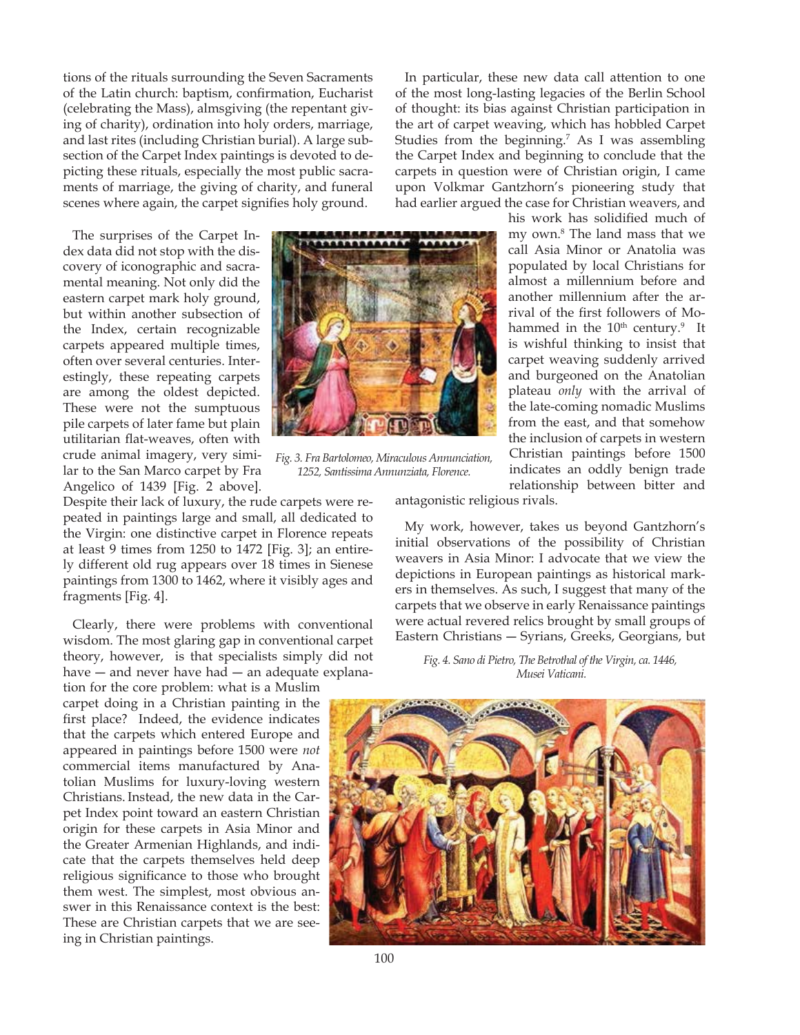tions of the rituals surrounding the Seven Sacraments of the Latin church: baptism, confirmation, Eucharist (celebrating the Mass), almsgiving (the repentant giving of charity), ordination into holy orders, marriage, and last rites (including Christian burial). A large subsection of the Carpet Index paintings is devoted to depicting these rituals, especially the most public sacraments of marriage, the giving of charity, and funeral scenes where again, the carpet signifies holy ground.

The surprises of the Carpet Index data did not stop with the discovery of iconographic and sacramental meaning. Not only did the eastern carpet mark holy ground, but within another subsection of the Index, certain recognizable carpets appeared multiple times, often over several centuries. Interestingly, these repeating carpets are among the oldest depicted. These were not the sumptuous pile carpets of later fame but plain utilitarian flat-weaves, often with crude animal imagery, very similar to the San Marco carpet by Fra Angelico of 1439 [Fig. 2 above]. Despite their lack of luxury, the rude carpets were repeated in paintings large and small, all dedicated to the Virgin: one distinctive carpet in Florence repeats at least 9 times from 1250 to 1472 [Fig. 3]; an entirely different old rug appears over 18 times in Sienese paintings from 1300 to 1462, where it visibly ages and fragments [Fig. 4].

*Fig. 3. Fra Bartolomeo, Miraculous Annunciation, 1252, Santissima Annunziata, Florence.*

Clearly, there were problems with conventional wisdom. The most glaring gap in conventional carpet theory, however, is that specialists simply did not have — and never have had — an adequate explanation for the core problem: what is a Muslim carpet doing in a Christian painting in the first place? Indeed, the evidence indicates that the carpets which entered Europe and appeared in paintings before 1500 were *not* commercial items manufactured by Anatolian Muslims for luxury-loving western Christians. Instead, the new data in the Carpet Index point toward an eastern Christian origin for these carpets in Asia Minor and the Greater Armenian Highlands, and indicate that the carpets themselves held deep religious significance to those who brought them west. The simplest, most obvious answer in this Renaissance context is the best: These are Christian carpets that we are seeing in Christian paintings.

In particular, these new data call attention to one of the most long-lasting legacies of the Berlin School of thought: its bias against Christian participation in the art of carpet weaving, which has hobbled Carpet Studies from the beginning.[7] As I was assembling the Carpet Index and beginning to conclude that the carpets in question were of Christian origin, I came upon Volkmar Gantzhorn's pioneering study that had earlier argued the case for Christian weavers, and his work has solidified much of my own.[8] The land mass that we call Asia Minor or Anatolia was populated by local Christians for almost a millennium before and another millennium after the arrival of the first followers of Mohammed in the 10[th] century.[9] It is wishful thinking to insist that carpet weaving suddenly arrived and burgeoned on the Anatolian plateau *only* with the arrival of the late-coming nomadic Muslims from the east, and that somehow the inclusion of carpets in western Christian paintings before 1500 indicates an oddly benign trade relationship between bitter and antagonistic religious rivals.

My work, however, takes us beyond Gantzhorn's initial observations of the possibility of Christian weavers in Asia Minor: I advocate that we view the depictions in European paintings as historical markers in themselves. As such, I suggest that many of the carpets that we observe in early Renaissance paintings were actual revered relics brought by small groups of Eastern Christians — Syrians, Greeks, Georgians, but

*Fig. 4. Sano di Pietro, The Betrothal of the Virgin, ca. 1446, Musei Vaticani.*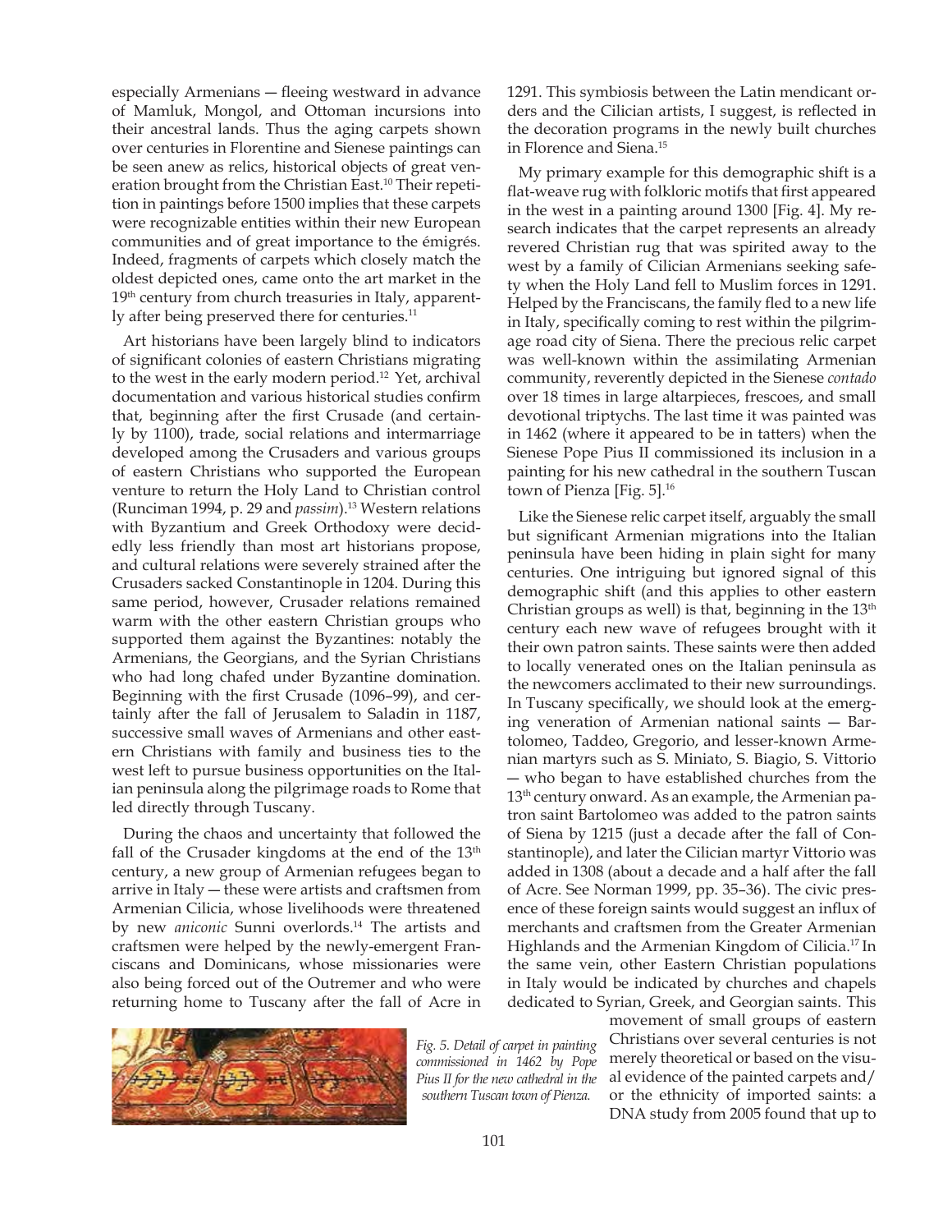especially Armenians — fleeing westward in advance of Mamluk, Mongol, and Ottoman incursions into their ancestral lands. Thus the aging carpets shown over centuries in Florentine and Sienese paintings can be seen anew as relics, historical objects of great veneration brought from the Christian East.[10] Their repetition in paintings before 1500 implies that these carpets were recognizable entities within their new European communities and of great importance to the émigrés. Indeed, fragments of carpets which closely match the oldest depicted ones, came onto the art market in the 19th century from church treasuries in Italy, apparently after being preserved there for centuries.[11]

Art historians have been largely blind to indicators of significant colonies of eastern Christians migrating to the west in the early modern period.[12] Yet, archival documentation and various historical studies confirm that, beginning after the first Crusade (and certainly by 1100), trade, social relations and intermarriage developed among the Crusaders and various groups of eastern Christians who supported the European venture to return the Holy Land to Christian control (Runciman 1994, p. 29 and *passim*).[13] Western relations with Byzantium and Greek Orthodoxy were decidedly less friendly than most art historians propose, and cultural relations were severely strained after the Crusaders sacked Constantinople in 1204. During this same period, however, Crusader relations remained warm with the other eastern Christian groups who supported them against the Byzantines: notably the Armenians, the Georgians, and the Syrian Christians who had long chafed under Byzantine domination. Beginning with the first Crusade (1096–99), and certainly after the fall of Jerusalem to Saladin in 1187, successive small waves of Armenians and other eastern Christians with family and business ties to the west left to pursue business opportunities on the Italian peninsula along the pilgrimage roads to Rome that led directly through Tuscany.

During the chaos and uncertainty that followed the fall of the Crusader kingdoms at the end of the 13th century, a new group of Armenian refugees began to arrive in Italy — these were artists and craftsmen from Armenian Cilicia, whose livelihoods were threatened by new *aniconic* Sunni overlords.[14] The artists and craftsmen were helped by the newly-emergent Franciscans and Dominicans, whose missionaries were also being forced out of the Outremer and who were returning home to Tuscany after the fall of Acre in 1291. This symbiosis between the Latin mendicant orders and the Cilician artists, I suggest, is reflected in the decoration programs in the newly built churches in Florence and Siena.[15]

My primary example for this demographic shift is a flat-weave rug with folkloric motifs that first appeared in the west in a painting around 1300 [Fig. 4]. My research indicates that the carpet represents an already revered Christian rug that was spirited away to the west by a family of Cilician Armenians seeking safety when the Holy Land fell to Muslim forces in 1291. Helped by the Franciscans, the family fled to a new life in Italy, specifically coming to rest within the pilgrimage road city of Siena. There the precious relic carpet was well-known within the assimilating Armenian community, reverently depicted in the Sienese *contado* over 18 times in large altarpieces, frescoes, and small devotional triptychs. The last time it was painted was in 1462 (where it appeared to be in tatters) when the Sienese Pope Pius II commissioned its inclusion in a painting for his new cathedral in the southern Tuscan town of Pienza [Fig. 5].[16]

Like the Sienese relic carpet itself, arguably the small but significant Armenian migrations into the Italian peninsula have been hiding in plain sight for many centuries. One intriguing but ignored signal of this demographic shift (and this applies to other eastern Christian groups as well) is that, beginning in the 13th century each new wave of refugees brought with it their own patron saints. These saints were then added to locally venerated ones on the Italian peninsula as the newcomers acclimated to their new surroundings. In Tuscany specifically, we should look at the emerging veneration of Armenian national saints — Bartolomeo, Taddeo, Gregorio, and lesser-known Armenian martyrs such as S. Miniato, S. Biagio, S. Vittorio — who began to have established churches from the 13th century onward. As an example, the Armenian patron saint Bartolomeo was added to the patron saints of Siena by 1215 (just a decade after the fall of Constantinople), and later the Cilician martyr Vittorio was added in 1308 (about a decade and a half after the fall of Acre. See Norman 1999, pp. 35–36). The civic presence of these foreign saints would suggest an influx of merchants and craftsmen from the Greater Armenian Highlands and the Armenian Kingdom of Cilicia.[17] In the same vein, other Eastern Christian populations in Italy would be indicated by churches and chapels dedicated to Syrian, Greek, and Georgian saints. This movement of small groups of eastern Christians over several centuries is not merely theoretical or based on the visual evidence of the painted carpets and/or the ethnicity of imported saints: a DNA study from 2005 found that up to

*Fig. 5. Detail of carpet in painting commissioned in 1462 by Pope Pius II for the new cathedral in the southern Tuscan town of Pienza.*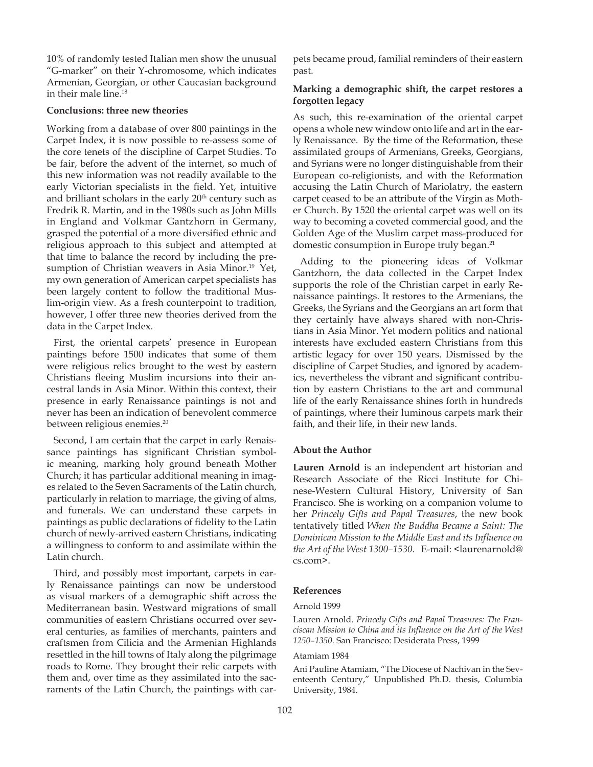10% of randomly tested Italian men show the unusual "G-marker" on their Y-chromosome, which indicates Armenian, Georgian, or other Caucasian background in their male line.[18]

### Conclusions: three new theories

Working from a database of over 800 paintings in the Carpet Index, it is now possible to re-assess some of the core tenets of the discipline of Carpet Studies. To be fair, before the advent of the internet, so much of this new information was not readily available to the early Victorian specialists in the field. Yet, intuitive and brilliant scholars in the early 20th century such as Fredrik R. Martin, and in the 1980s such as John Mills in England and Volkmar Gantzhorn in Germany, grasped the potential of a more diversified ethnic and religious approach to this subject and attempted at that time to balance the record by including the presumption of Christian weavers in Asia Minor.[19] Yet, my own generation of American carpet specialists has been largely content to follow the traditional Muslim-origin view. As a fresh counterpoint to tradition, however, I offer three new theories derived from the data in the Carpet Index.

First, the oriental carpets' presence in European paintings before 1500 indicates that some of them were religious relics brought to the west by eastern Christians fleeing Muslim incursions into their ancestral lands in Asia Minor. Within this context, their presence in early Renaissance paintings is not and never has been an indication of benevolent commerce between religious enemies.[20]

Second, I am certain that the carpet in early Renaissance paintings has significant Christian symbolic meaning, marking holy ground beneath Mother Church; it has particular additional meaning in images related to the Seven Sacraments of the Latin church, particularly in relation to marriage, the giving of alms, and funerals. We can understand these carpets in paintings as public declarations of fidelity to the Latin church of newly-arrived eastern Christians, indicating a willingness to conform to and assimilate within the Latin church.

Third, and possibly most important, carpets in early Renaissance paintings can now be understood as visual markers of a demographic shift across the Mediterranean basin. Westward migrations of small communities of eastern Christians occurred over several centuries, as families of merchants, painters and craftsmen from Cilicia and the Armenian Highlands resettled in the hill towns of Italy along the pilgrimage roads to Rome. They brought their relic carpets with them and, over time as they assimilated into the sacraments of the Latin Church, the paintings with carpets became proud, familial reminders of their eastern past.

### Marking a demographic shift, the carpet restores a forgotten legacy

As such, this re-examination of the oriental carpet opens a whole new window onto life and art in the early Renaissance. By the time of the Reformation, these assimilated groups of Armenians, Greeks, Georgians, and Syrians were no longer distinguishable from their European co-religionists, and with the Reformation accusing the Latin Church of Mariolatry, the eastern carpet ceased to be an attribute of the Virgin as Mother Church. By 1520 the oriental carpet was well on its way to becoming a coveted commercial good, and the Golden Age of the Muslim carpet mass-produced for domestic consumption in Europe truly began.[21]

Adding to the pioneering ideas of Volkmar Gantzhorn, the data collected in the Carpet Index supports the role of the Christian carpet in early Renaissance paintings. It restores to the Armenians, the Greeks, the Syrians and the Georgians an art form that they certainly have always shared with non-Christians in Asia Minor. Yet modern politics and national interests have excluded eastern Christians from this artistic legacy for over 150 years. Dismissed by the discipline of Carpet Studies, and ignored by academics, nevertheless the vibrant and significant contribution by eastern Christians to the art and communal life of the early Renaissance shines forth in hundreds of paintings, where their luminous carpets mark their faith, and their life, in their new lands.

### About the Author

**Lauren Arnold** is an independent art historian and Research Associate of the Ricci Institute for Chinese-Western Cultural History, University of San Francisco. She is working on a companion volume to her *Princely Gifts and Papal Treasures*, the new book tentatively titled *When the Buddha Became a Saint: The Dominican Mission to the Middle East and its Influence on the Art of the West 1300–1530.* E-mail: <laurenarnold@cs.com>.

### References

Arnold 1999

Lauren Arnold. *Princely Gifts and Papal Treasures: The Franciscan Mission to China and its Influence on the Art of the West 1250–1350*. San Francisco: Desiderata Press, 1999

Atamiam 1984

Ani Pauline Atamiam, "The Diocese of Nachivan in the Seventeenth Century," Unpublished Ph.D. thesis, Columbia University, 1984.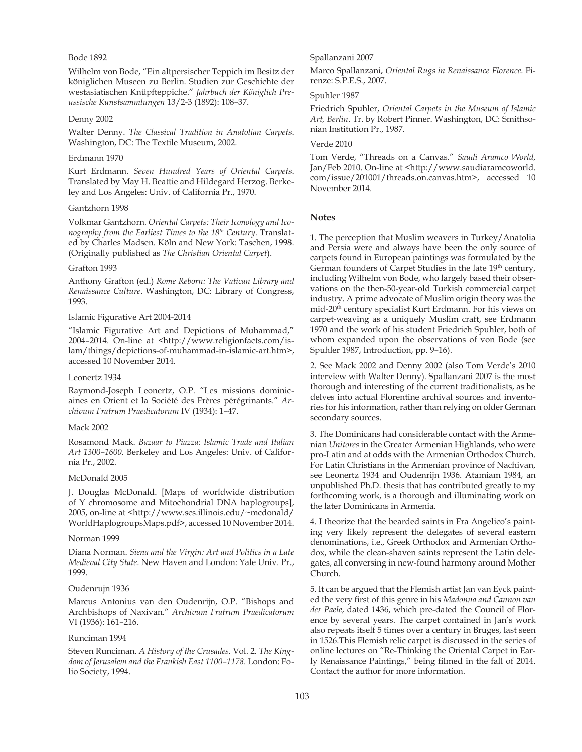Bode 1892

Wilhelm von Bode, “Ein altpersischer Teppich im Besitz der königlichen Museen zu Berlin. Studien zur Geschichte der westasiatischen Knüpfteppiche.” *Jahrbuch der Königlich Preussische Kunstsammlungen* 13/2-3 (1892): 108–37.

Denny 2002

Walter Denny. *The Classical Tradition in Anatolian Carpets*. Washington, DC: The Textile Museum, 2002.

Erdmann 1970

Kurt Erdmann. *Seven Hundred Years of Oriental Carpets*. Translated by May H. Beattie and Hildegard Herzog. Berkeley and Los Angeles: Univ. of California Pr., 1970.

Gantzhorn 1998

Volkmar Gantzhorn. *Oriental Carpets: Their Iconology and Iconography from the Earliest Times to the 18th Century*. Translated by Charles Madsen. Köln and New York: Taschen, 1998. (Originally published as *The Christian Oriental Carpet*).

Grafton 1993

Anthony Grafton (ed.) *Rome Reborn: The Vatican Library and Renaissance Culture*. Washington, DC: Library of Congress, 1993.

Islamic Figurative Art 2004-2014

“Islamic Figurative Art and Depictions of Muhammad,” 2004–2014. On-line at <http://www.religionfacts.com/islam/things/depictions-of-muhammad-in-islamic-art.htm>, accessed 10 November 2014.

Leonertz 1934

Raymond-Joseph Leonertz, O.P. “Les missions dominicaines en Orient et la Société des Frères pérégrinants.” *Archivum Fratrum Praedicatorum* IV (1934): 1–47.

Mack 2002

Rosamond Mack. *Bazaar to Piazza: Islamic Trade and Italian Art 1300–1600*. Berkeley and Los Angeles: Univ. of California Pr., 2002.

McDonald 2005

J. Douglas McDonald. [Maps of worldwide distribution of Y chromosome and Mitochondrial DNA haplogroups], 2005, on-line at <http://www.scs.illinois.edu/~mcdonald/WorldHaplogroupsMaps.pdf>, accessed 10 November 2014.

Norman 1999

Diana Norman. *Siena and the Virgin: Art and Politics in a Late Medieval City State*. New Haven and London: Yale Univ. Pr., 1999.

Oudenrujn 1936

Marcus Antonius van den Oudenrijn, O.P. “Bishops and Archbishops of Naxivan.” *Archivum Fratrum Praedicatorum* VI (1936): 161–216.

Runciman 1994

Steven Runciman. *A History of the Crusades*. Vol. 2. *The Kingdom of Jerusalem and the Frankish East 1100–1178*. London: Folio Society, 1994.

Spallanzani 2007

Marco Spallanzani, *Oriental Rugs in Renaissance Florence*. Firenze: S.P.E.S., 2007.

Spuhler 1987

Friedrich Spuhler, *Oriental Carpets in the Museum of Islamic Art, Berlin*. Tr. by Robert Pinner. Washington, DC: Smithsonian Institution Pr., 1987.

Verde 2010

Tom Verde, “Threads on a Canvas.” *Saudi Aramco World*, Jan/Feb 2010. On-line at <http://www.saudiaramcoworld.com/issue/201001/threads.on.canvas.htm>, accessed 10 November 2014.

## Notes

1. The perception that Muslim weavers in Turkey/Anatolia and Persia were and always have been the only source of carpets found in European paintings was formulated by the German founders of Carpet Studies in the late 19th century, including Wilhelm von Bode, who largely based their observations on the then-50-year-old Turkish commercial carpet industry. A prime advocate of Muslim origin theory was the mid-20th century specialist Kurt Erdmann. For his views on carpet-weaving as a uniquely Muslim craft, see Erdmann 1970 and the work of his student Friedrich Spuhler, both of whom expanded upon the observations of von Bode (see Spuhler 1987, Introduction, pp. 9–16).

2. See Mack 2002 and Denny 2002 (also Tom Verde's 2010 interview with Walter Denny). Spallanzani 2007 is the most thorough and interesting of the current traditionalists, as he delves into actual Florentine archival sources and inventories for his information, rather than relying on older German secondary sources.

3. The Dominicans had considerable contact with the Armenian *Unitores* in the Greater Armenian Highlands, who were pro-Latin and at odds with the Armenian Orthodox Church. For Latin Christians in the Armenian province of Nachivan, see Leonertz 1934 and Oudenrijn 1936. Atamiam 1984, an unpublished Ph.D. thesis that has contributed greatly to my forthcoming work, is a thorough and illuminating work on the later Dominicans in Armenia.

4. I theorize that the bearded saints in Fra Angelico's painting very likely represent the delegates of several eastern denominations, i.e., Greek Orthodox and Armenian Orthodox, while the clean-shaven saints represent the Latin delegates, all conversing in new-found harmony around Mother Church.

5. It can be argued that the Flemish artist Jan van Eyck painted the very first of this genre in his *Madonna and Cannon van der Paele*, dated 1436, which pre-dated the Council of Florence by several years. The carpet contained in Jan's work also repeats itself 5 times over a century in Bruges, last seen in 1526.This Flemish relic carpet is discussed in the series of online lectures on “Re-Thinking the Oriental Carpet in Early Renaissance Paintings,” being filmed in the fall of 2014. Contact the author for more information.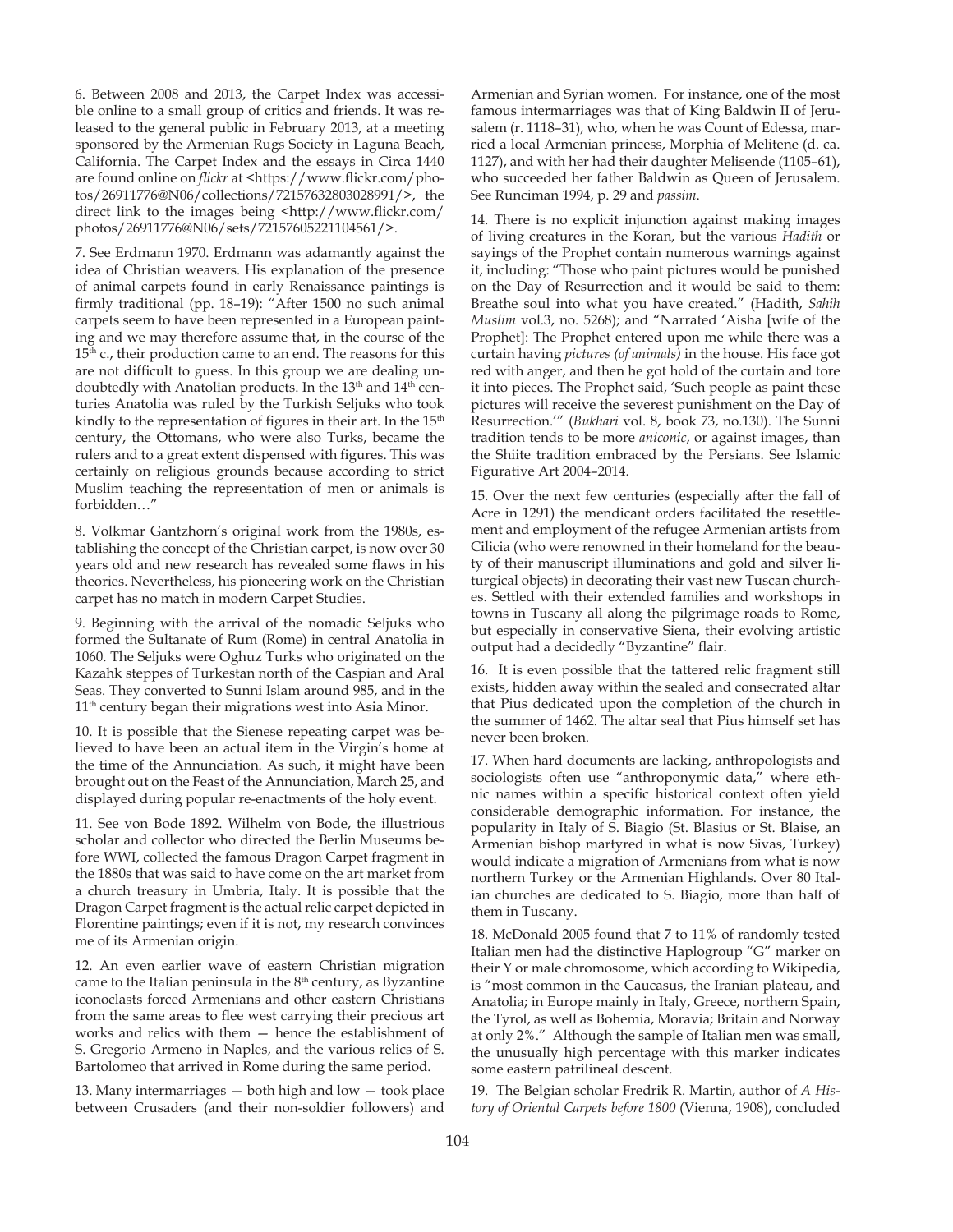6. Between 2008 and 2013, the Carpet Index was accessible online to a small group of critics and friends. It was released to the general public in February 2013, at a meeting sponsored by the Armenian Rugs Society in Laguna Beach, California. The Carpet Index and the essays in Circa 1440 are found online on *flickr* at <https://www.flickr.com/photos/26911776@N06/collections/72157632803028991/>, the direct link to the images being <http://www.flickr.com/photos/26911776@N06/sets/72157605221104561/>.

7. See Erdmann 1970. Erdmann was adamantly against the idea of Christian weavers. His explanation of the presence of animal carpets found in early Renaissance paintings is firmly traditional (pp. 18–19): "After 1500 no such animal carpets seem to have been represented in a European painting and we may therefore assume that, in the course of the 15th c., their production came to an end. The reasons for this are not difficult to guess. In this group we are dealing undoubtedly with Anatolian products. In the 13th and 14th centuries Anatolia was ruled by the Turkish Seljuks who took kindly to the representation of figures in their art. In the 15th century, the Ottomans, who were also Turks, became the rulers and to a great extent dispensed with figures. This was certainly on religious grounds because according to strict Muslim teaching the representation of men or animals is forbidden…"

8. Volkmar Gantzhorn's original work from the 1980s, establishing the concept of the Christian carpet, is now over 30 years old and new research has revealed some flaws in his theories. Nevertheless, his pioneering work on the Christian carpet has no match in modern Carpet Studies.

9. Beginning with the arrival of the nomadic Seljuks who formed the Sultanate of Rum (Rome) in central Anatolia in 1060. The Seljuks were Oghuz Turks who originated on the Kazahk steppes of Turkestan north of the Caspian and Aral Seas. They converted to Sunni Islam around 985, and in the 11th century began their migrations west into Asia Minor.

10. It is possible that the Sienese repeating carpet was believed to have been an actual item in the Virgin's home at the time of the Annunciation. As such, it might have been brought out on the Feast of the Annunciation, March 25, and displayed during popular re-enactments of the holy event.

11. See von Bode 1892. Wilhelm von Bode, the illustrious scholar and collector who directed the Berlin Museums before WWI, collected the famous Dragon Carpet fragment in the 1880s that was said to have come on the art market from a church treasury in Umbria, Italy. It is possible that the Dragon Carpet fragment is the actual relic carpet depicted in Florentine paintings; even if it is not, my research convinces me of its Armenian origin.

12. An even earlier wave of eastern Christian migration came to the Italian peninsula in the 8th century, as Byzantine iconoclasts forced Armenians and other eastern Christians from the same areas to flee west carrying their precious art works and relics with them — hence the establishment of S. Gregorio Armeno in Naples, and the various relics of S. Bartolomeo that arrived in Rome during the same period.

13. Many intermarriages — both high and low — took place between Crusaders (and their non-soldier followers) and Armenian and Syrian women. For instance, one of the most famous intermarriages was that of King Baldwin II of Jerusalem (r. 1118–31), who, when he was Count of Edessa, married a local Armenian princess, Morphia of Melitene (d. ca. 1127), and with her had their daughter Melisende (1105–61), who succeeded her father Baldwin as Queen of Jerusalem. See Runciman 1994, p. 29 and *passim*.

14. There is no explicit injunction against making images of living creatures in the Koran, but the various *Hadith* or sayings of the Prophet contain numerous warnings against it, including: "Those who paint pictures would be punished on the Day of Resurrection and it would be said to them: Breathe soul into what you have created." (Hadith, *Sahih Muslim* vol.3, no. 5268); and "Narrated 'Aisha [wife of the Prophet]: The Prophet entered upon me while there was a curtain having *pictures (of animals)* in the house. His face got red with anger, and then he got hold of the curtain and tore it into pieces. The Prophet said, 'Such people as paint these pictures will receive the severest punishment on the Day of Resurrection.'" (*Bukhari* vol. 8, book 73, no.130). The Sunni tradition tends to be more *aniconic*, or against images, than the Shiite tradition embraced by the Persians. See Islamic Figurative Art 2004–2014.

15. Over the next few centuries (especially after the fall of Acre in 1291) the mendicant orders facilitated the resettlement and employment of the refugee Armenian artists from Cilicia (who were renowned in their homeland for the beauty of their manuscript illuminations and gold and silver liturgical objects) in decorating their vast new Tuscan churches. Settled with their extended families and workshops in towns in Tuscany all along the pilgrimage roads to Rome, but especially in conservative Siena, their evolving artistic output had a decidedly "Byzantine" flair.

16. It is even possible that the tattered relic fragment still exists, hidden away within the sealed and consecrated altar that Pius dedicated upon the completion of the church in the summer of 1462. The altar seal that Pius himself set has never been broken.

17. When hard documents are lacking, anthropologists and sociologists often use "anthroponymic data," where ethnic names within a specific historical context often yield considerable demographic information. For instance, the popularity in Italy of S. Biagio (St. Blasius or St. Blaise, an Armenian bishop martyred in what is now Sivas, Turkey) would indicate a migration of Armenians from what is now northern Turkey or the Armenian Highlands. Over 80 Italian churches are dedicated to S. Biagio, more than half of them in Tuscany.

18. McDonald 2005 found that 7 to 11% of randomly tested Italian men had the distinctive Haplogroup "G" marker on their Y or male chromosome, which according to Wikipedia, is "most common in the Caucasus, the Iranian plateau, and Anatolia; in Europe mainly in Italy, Greece, northern Spain, the Tyrol, as well as Bohemia, Moravia; Britain and Norway at only 2%." Although the sample of Italian men was small, the unusually high percentage with this marker indicates some eastern patrilineal descent.

19. The Belgian scholar Fredrik R. Martin, author of *A History of Oriental Carpets before 1800* (Vienna, 1908), concluded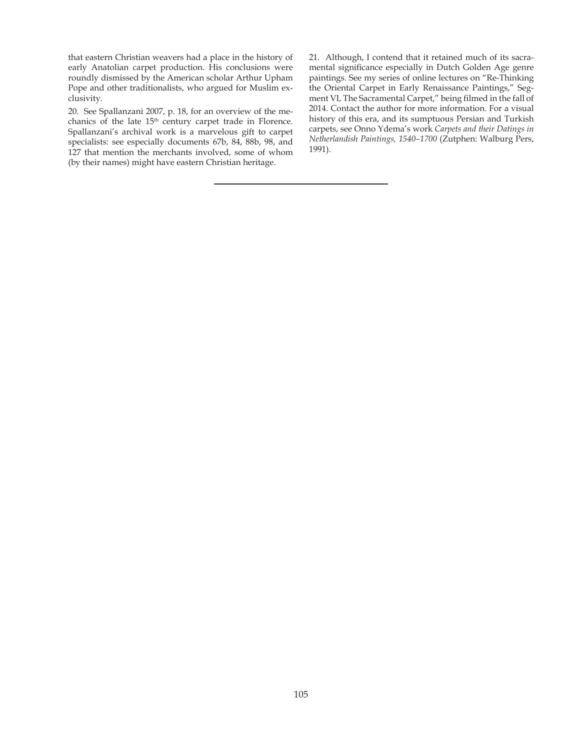that eastern Christian weavers had a place in the history of early Anatolian carpet production. His conclusions were roundly dismissed by the American scholar Arthur Upham Pope and other traditionalists, who argued for Muslim exclusivity.

20. See Spallanzani 2007, p. 18, for an overview of the mechanics of the late 15th century carpet trade in Florence. Spallanzani's archival work is a marvelous gift to carpet specialists: see especially documents 67b, 84, 88b, 98, and 127 that mention the merchants involved, some of whom (by their names) might have eastern Christian heritage.

21. Although, I contend that it retained much of its sacramental significance especially in Dutch Golden Age genre paintings. See my series of online lectures on "Re-Thinking the Oriental Carpet in Early Renaissance Paintings," Segment VI, The Sacramental Carpet," being filmed in the fall of 2014. Contact the author for more information. For a visual history of this era, and its sumptuous Persian and Turkish carpets, see Onno Ydema's work *Carpets and their Datings in Netherlandish Paintings, 1540–1700* (Zutphen: Walburg Pers, 1991).